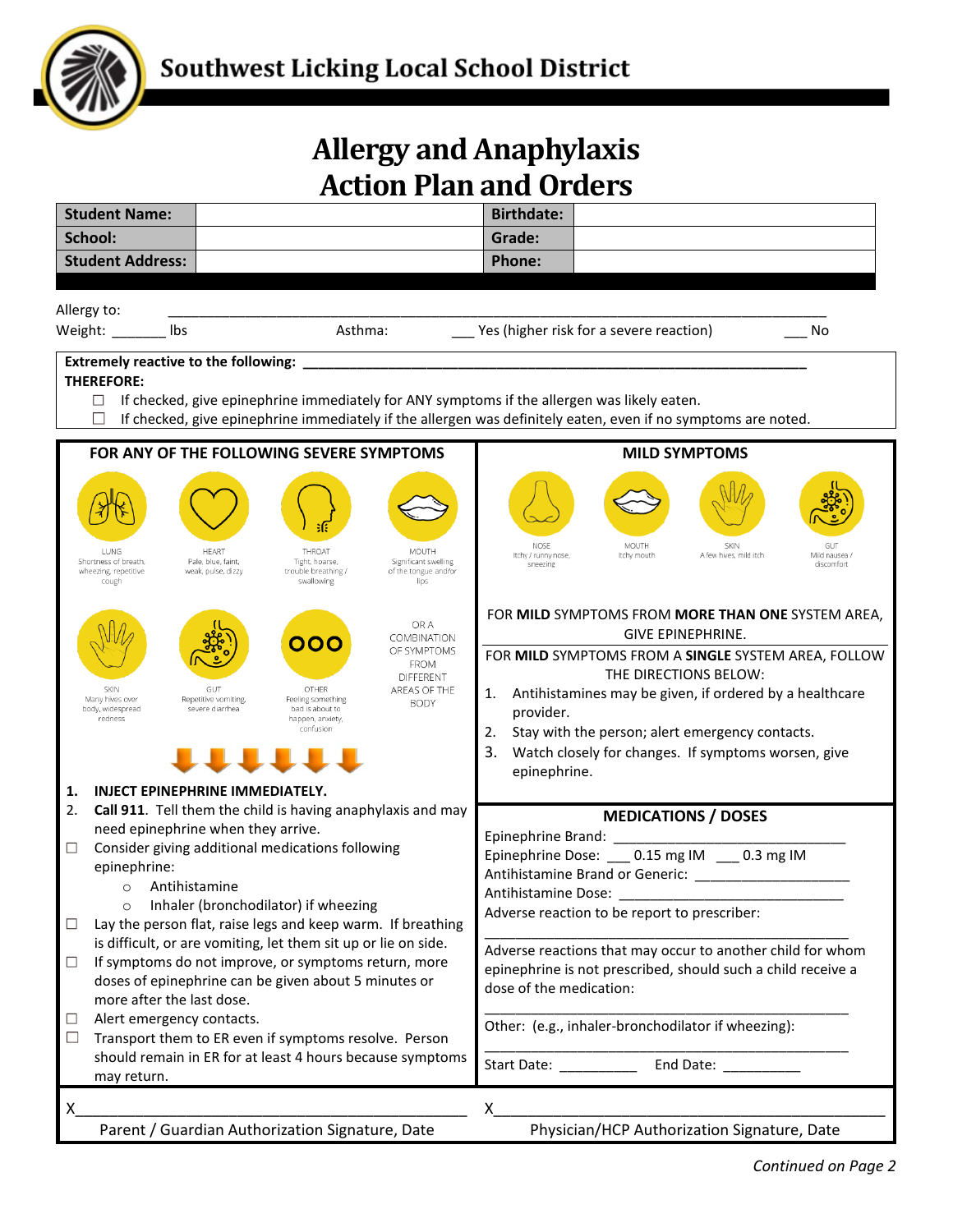# Southwest Licking Local School District

# Allergy and Anaphylaxis Action Plan and Orders

| Student Name: | | Birthdate: | |
|---|---|---|---|
| School: | | Grade: | |
| Student Address: | | Phone: | |

Allergy to: ________________________________________________________________________________

Weight: _______ lbs    Asthma:    ___ Yes (higher risk for a severe reaction)    ___ No

**Extremely reactive to the following:** ____________________________________________________________

**THEREFORE:**

- ☐ If checked, give epinephrine immediately for ANY symptoms if the allergen was likely eaten.
- ☐ If checked, give epinephrine immediately if the allergen was definitely eaten, even if no symptoms are noted.

## FOR ANY OF THE FOLLOWING SEVERE SYMPTOMS

- LUNG: Shortness of breath, wheezing, repetitive cough
- HEART: Pale, blue, faint, weak, pulse, dizzy
- THROAT: Tight, hoarse, trouble breathing / swallowing
- MOUTH: Significant swelling of the tongue and/or lips
- SKIN: Many hives over body, widespread redness
- GUT: Repetitive vomiting, severe diarrhea
- OTHER: Feeling something bad is about to happen, anxiety, confusion

OR A COMBINATION OF SYMPTOMS FROM DIFFERENT AREAS OF THE BODY

1. **INJECT EPINEPHRINE IMMEDIATELY.**
2. **Call 911**. Tell them the child is having anaphylaxis and may need epinephrine when they arrive.

- ☐ Consider giving additional medications following epinephrine:
  - Antihistamine
  - Inhaler (bronchodilator) if wheezing
- ☐ Lay the person flat, raise legs and keep warm. If breathing is difficult, or are vomiting, let them sit up or lie on side.
- ☐ If symptoms do not improve, or symptoms return, more doses of epinephrine can be given about 5 minutes or more after the last dose.
- ☐ Alert emergency contacts.
- ☐ Transport them to ER even if symptoms resolve. Person should remain in ER for at least 4 hours because symptoms may return.

## MILD SYMPTOMS

- NOSE: Itchy / runny nose, sneezing
- MOUTH: Itchy mouth
- SKIN: A few hives, mild itch
- GUT: Mild nausea / discomfort

FOR **MILD** SYMPTOMS FROM **MORE THAN ONE** SYSTEM AREA, GIVE EPINEPHRINE.

FOR **MILD** SYMPTOMS FROM A **SINGLE** SYSTEM AREA, FOLLOW THE DIRECTIONS BELOW:

1. Antihistamines may be given, if ordered by a healthcare provider.
2. Stay with the person; alert emergency contacts.
3. Watch closely for changes. If symptoms worsen, give epinephrine.

## MEDICATIONS / DOSES

Epinephrine Brand: ______________________________

Epinephrine Dose: ___ 0.15 mg IM ___ 0.3 mg IM

Antihistamine Brand or Generic: ____________________

Antihistamine Dose: ______________________________

Adverse reaction to be report to prescriber:

________________________________________________

Adverse reactions that may occur to another child for whom epinephrine is not prescribed, should such a child receive a dose of the medication:

________________________________________________

Other: (e.g., inhaler-bronchodilator if wheezing):

________________________________________________

Start Date: __________    End Date: __________

X________________________________________________
Parent / Guardian Authorization Signature, Date

X________________________________________________
Physician/HCP Authorization Signature, Date

*Continued on Page 2*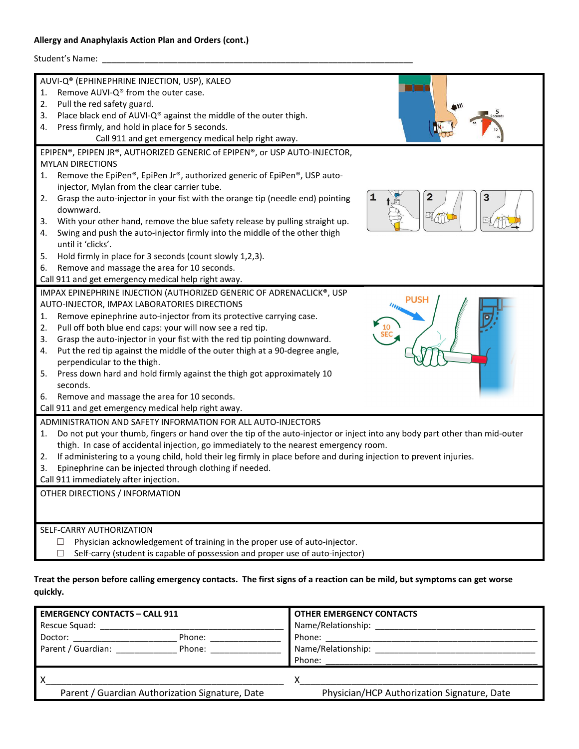**Allergy and Anaphylaxis Action Plan and Orders (cont.)**

Student's Name: ___________________________________________________________________

AUVI-Q® (EPHINEPHRINE INJECTION, USP), KALEO

1. Remove AUVI-Q® from the outer case.
2. Pull the red safety guard.
3. Place black end of AUVI-Q® against the middle of the outer thigh.
4. Press firmly, and hold in place for 5 seconds.

Call 911 and get emergency medical help right away.

EPIPEN®, EPIPEN JR®, AUTHORIZED GENERIC of EPIPEN®, or USP AUTO-INJECTOR, MYLAN DIRECTIONS

1. Remove the EpiPen®, EpiPen Jr®, authorized generic of EpiPen®, USP auto-injector, Mylan from the clear carrier tube.
2. Grasp the auto-injector in your fist with the orange tip (needle end) pointing downward.
3. With your other hand, remove the blue safety release by pulling straight up.
4. Swing and push the auto-injector firmly into the middle of the other thigh until it 'clicks'.
5. Hold firmly in place for 3 seconds (count slowly 1,2,3).
6. Remove and massage the area for 10 seconds.

Call 911 and get emergency medical help right away.

IMPAX EPINEPHRINE INJECTION (AUTHORIZED GENERIC OF ADRENACLICK®, USP AUTO-INJECTOR, IMPAX LABORATORIES DIRECTIONS

1. Remove epinephrine auto-injector from its protective carrying case.
2. Pull off both blue end caps: your will now see a red tip.
3. Grasp the auto-injector in your fist with the red tip pointing downward.
4. Put the red tip against the middle of the outer thigh at a 90-degree angle, perpendicular to the thigh.
5. Press down hard and hold firmly against the thigh got approximately 10 seconds.
6. Remove and massage the area for 10 seconds.

Call 911 and get emergency medical help right away.

ADMINISTRATION AND SAFETY INFORMATION FOR ALL AUTO-INJECTORS

1. Do not put your thumb, fingers or hand over the tip of the auto-injector or inject into any body part other than mid-outer thigh. In case of accidental injection, go immediately to the nearest emergency room.
2. If administering to a young child, hold their leg firmly in place before and during injection to prevent injuries.
3. Epinephrine can be injected through clothing if needed.

Call 911 immediately after injection.

OTHER DIRECTIONS / INFORMATION

SELF-CARRY AUTHORIZATION

- ☐ Physician acknowledgement of training in the proper use of auto-injector.
- ☐ Self-carry (student is capable of possession and proper use of auto-injector)

**Treat the person before calling emergency contacts. The first signs of a reaction can be mild, but symptoms can get worse quickly.**

| **EMERGENCY CONTACTS – CALL 911** | **OTHER EMERGENCY CONTACTS** |
|---|---|
| Rescue Squad: ______________________ | Name/Relationship: ______________________ |
| Doctor: ______________ Phone: ______________ | Phone: ______________________ |
| Parent / Guardian: ______________ Phone: ______________ | Name/Relationship: ______________________ |
| | Phone: ______________________ |
| X______________________________________ | X______________________________________ |
| Parent / Guardian Authorization Signature, Date | Physician/HCP Authorization Signature, Date |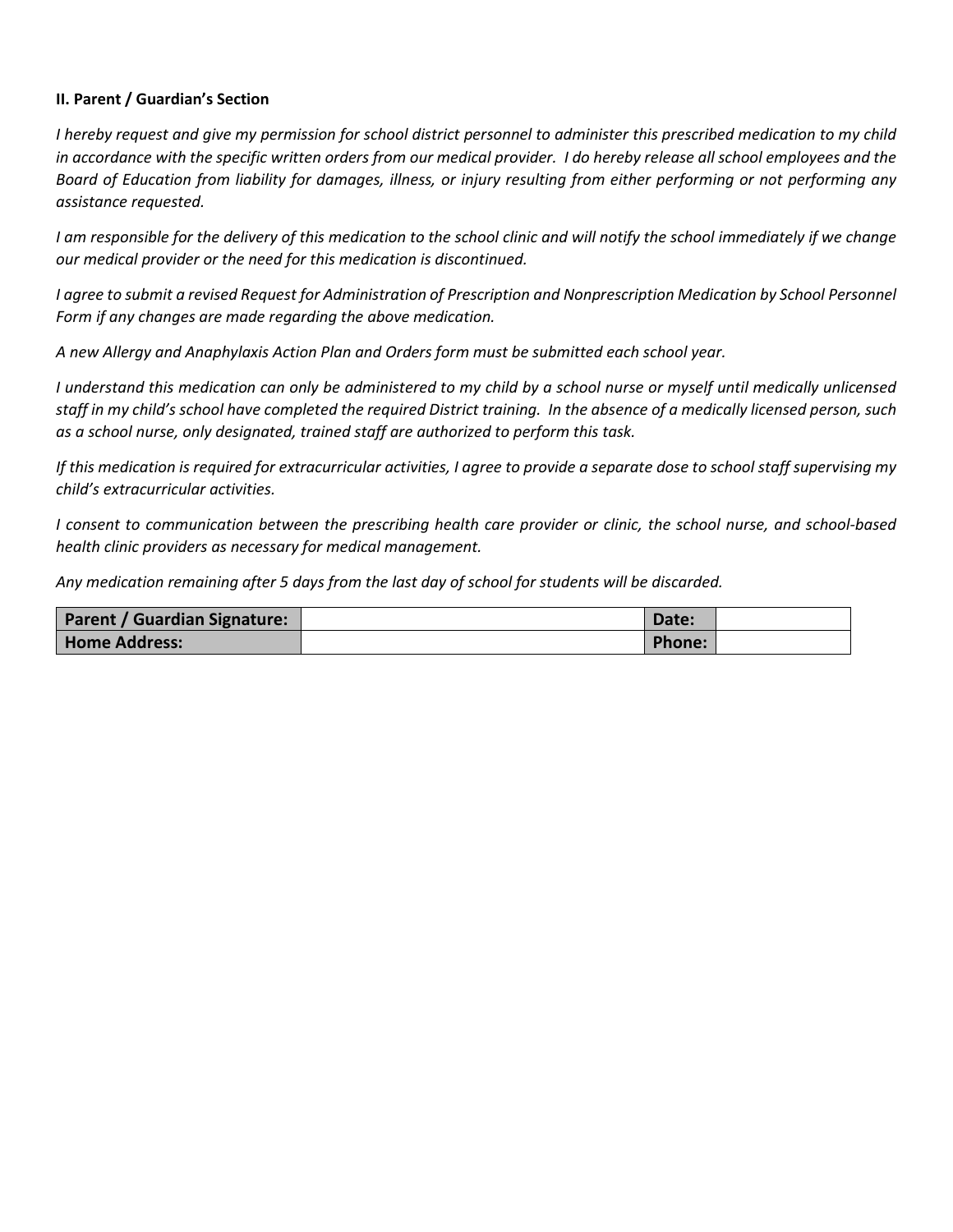**II. Parent / Guardian's Section**

*I hereby request and give my permission for school district personnel to administer this prescribed medication to my child in accordance with the specific written orders from our medical provider. I do hereby release all school employees and the Board of Education from liability for damages, illness, or injury resulting from either performing or not performing any assistance requested.*

*I am responsible for the delivery of this medication to the school clinic and will notify the school immediately if we change our medical provider or the need for this medication is discontinued.*

*I agree to submit a revised Request for Administration of Prescription and Nonprescription Medication by School Personnel Form if any changes are made regarding the above medication.*

*A new Allergy and Anaphylaxis Action Plan and Orders form must be submitted each school year.*

*I understand this medication can only be administered to my child by a school nurse or myself until medically unlicensed staff in my child's school have completed the required District training. In the absence of a medically licensed person, such as a school nurse, only designated, trained staff are authorized to perform this task.*

*If this medication is required for extracurricular activities, I agree to provide a separate dose to school staff supervising my child's extracurricular activities.*

*I consent to communication between the prescribing health care provider or clinic, the school nurse, and school-based health clinic providers as necessary for medical management.*

*Any medication remaining after 5 days from the last day of school for students will be discarded.*

| | | | |
|---|---|---|---|
| **Parent / Guardian Signature:** | | **Date:** | |
| **Home Address:** | | **Phone:** | |